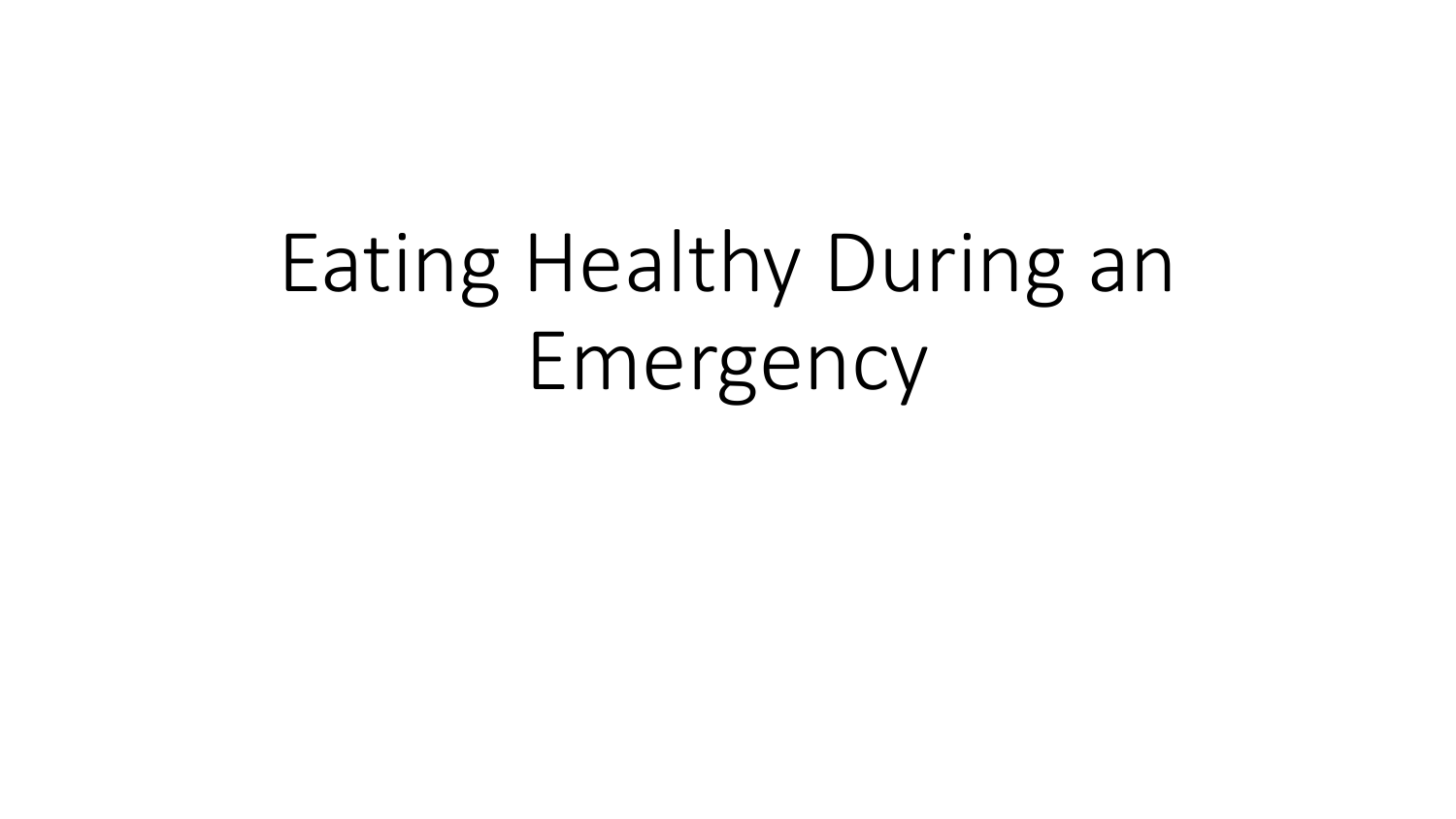# Eating Healthy During an Emergency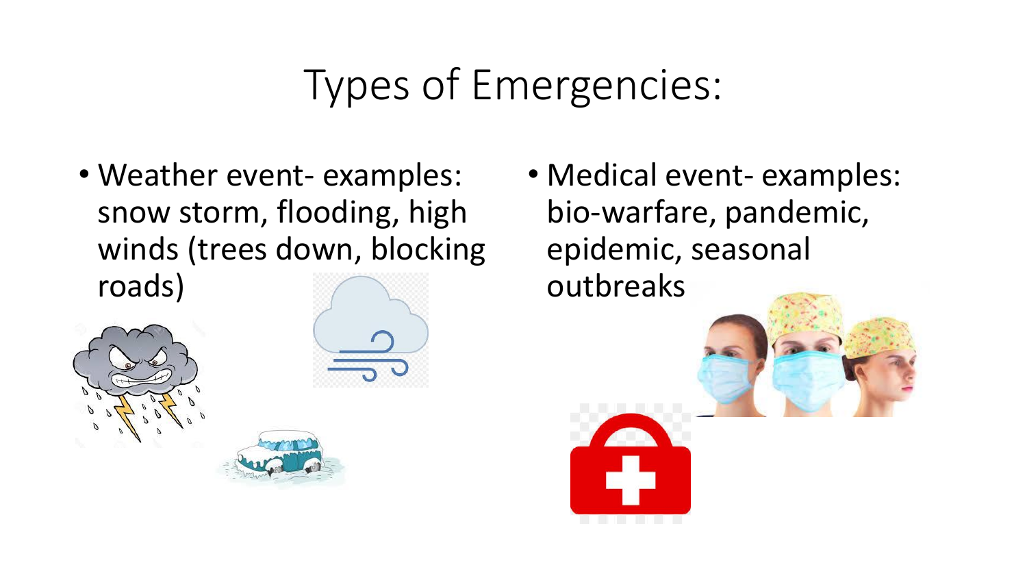# Types of Emergencies:

- Weather event- examples: snow storm, flooding, high winds (trees down, blocking roads)
- Medical event- examples: bio-warfare, pandemic, epidemic, seasonal outbreaks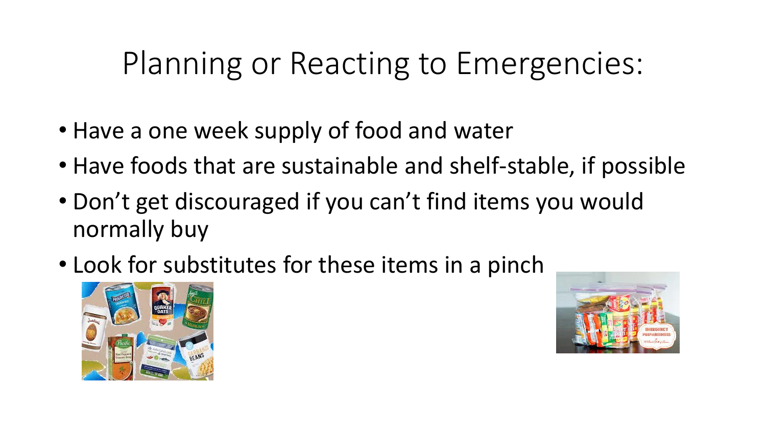# Planning or Reacting to Emergencies:

- Have a one week supply of food and water
- Have foods that are sustainable and shelf-stable, if possible
- Don't get discouraged if you can't find items you would normally buy
- Look for substitutes for these items in a pinch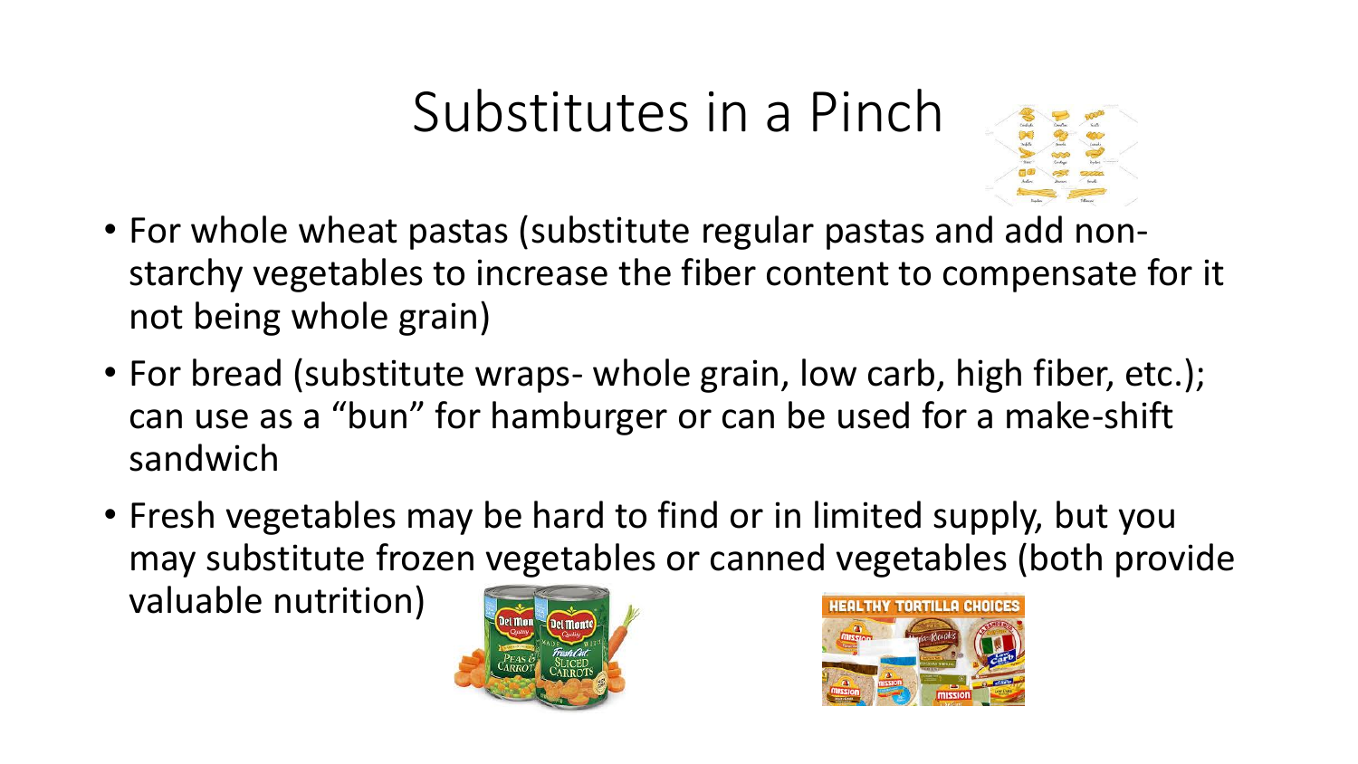# Substitutes in a Pinch

- For whole wheat pastas (substitute regular pastas and add non-starchy vegetables to increase the fiber content to compensate for it not being whole grain)
- For bread (substitute wraps- whole grain, low carb, high fiber, etc.); can use as a "bun" for hamburger or can be used for a make-shift sandwich
- Fresh vegetables may be hard to find or in limited supply, but you may substitute frozen vegetables or canned vegetables (both provide valuable nutrition)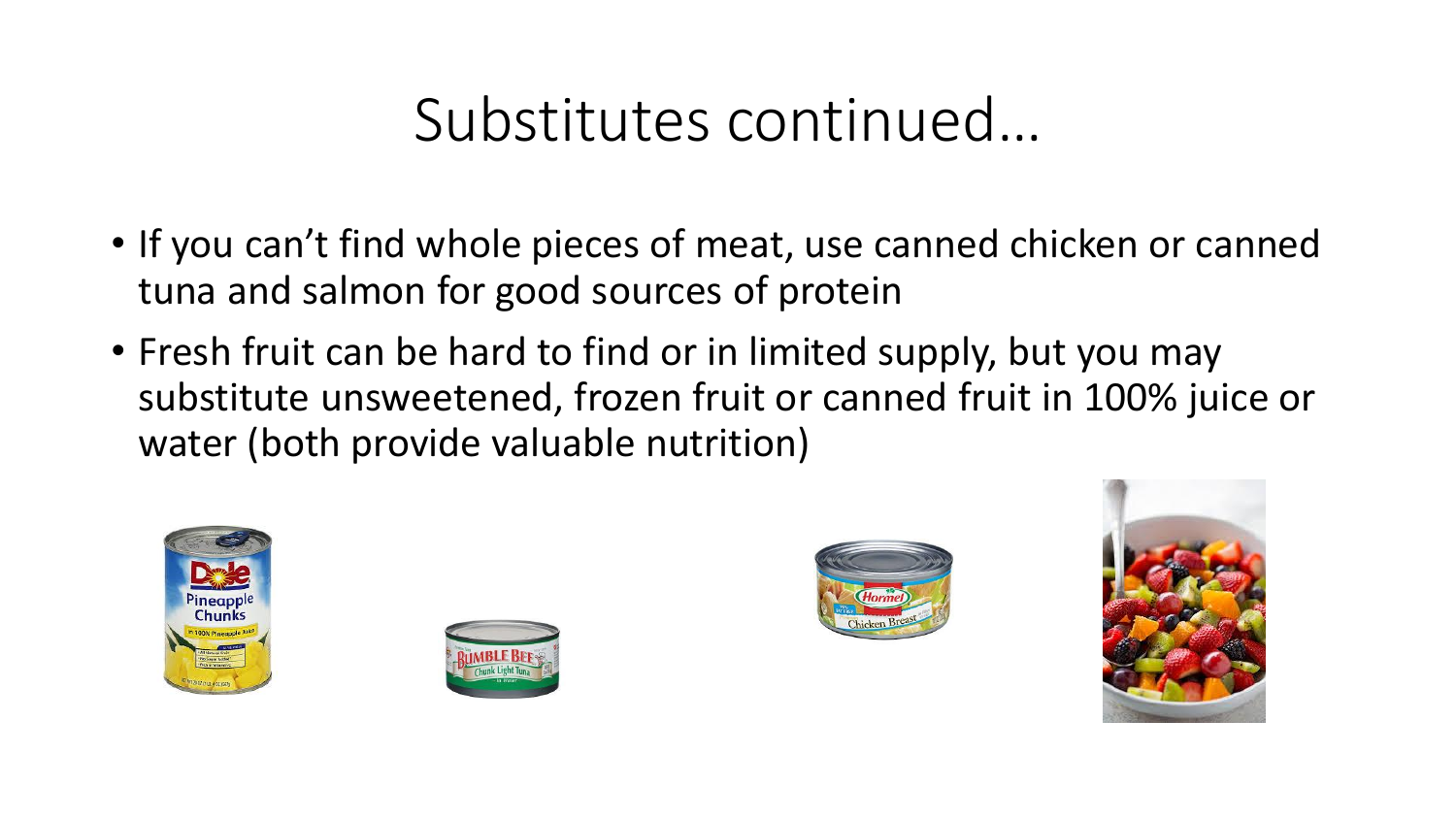# Substitutes continued…

- If you can't find whole pieces of meat, use canned chicken or canned tuna and salmon for good sources of protein
- Fresh fruit can be hard to find or in limited supply, but you may substitute unsweetened, frozen fruit or canned fruit in 100% juice or water (both provide valuable nutrition)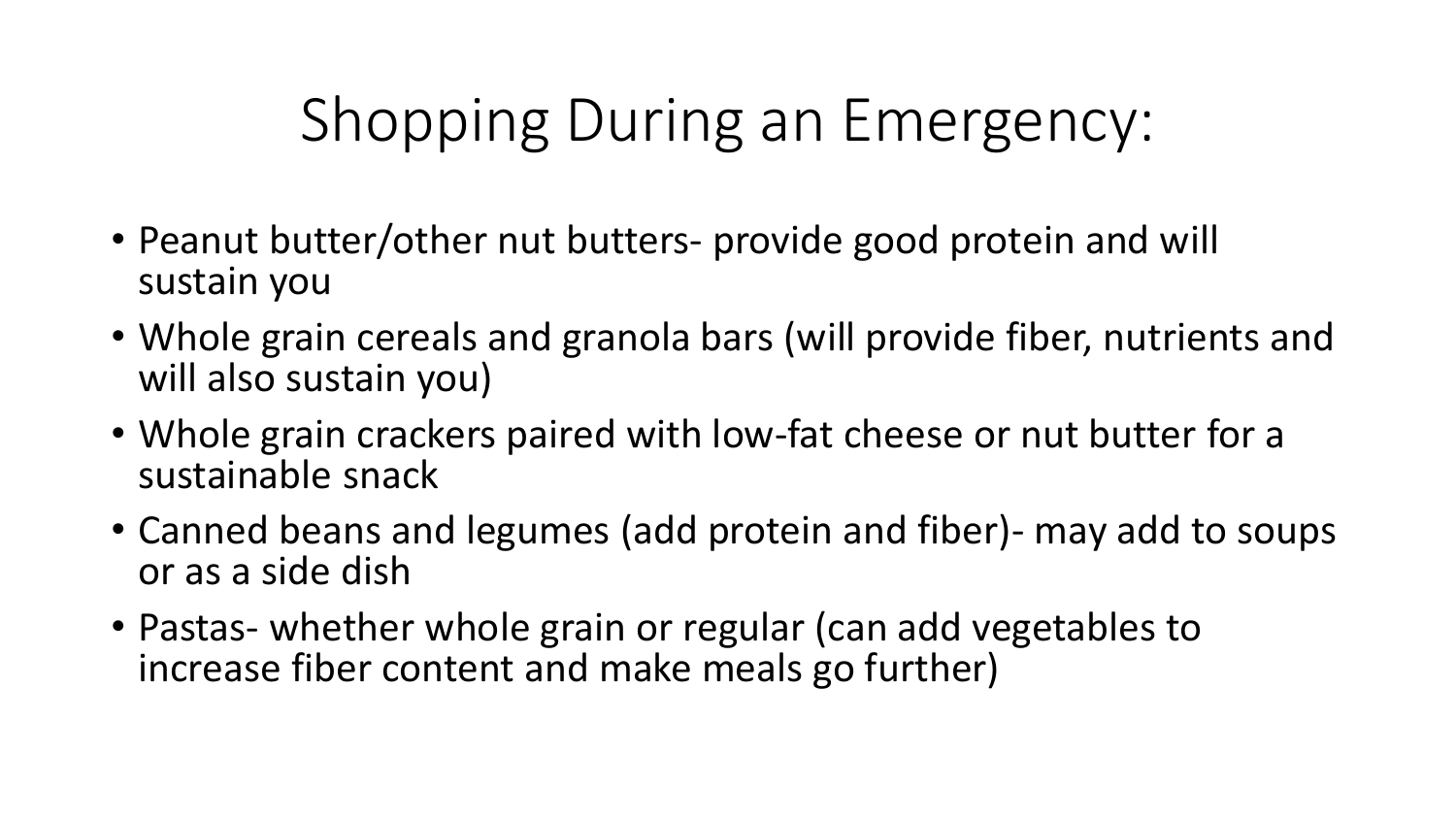# Shopping During an Emergency:

- Peanut butter/other nut butters- provide good protein and will sustain you
- Whole grain cereals and granola bars (will provide fiber, nutrients and will also sustain you)
- Whole grain crackers paired with low-fat cheese or nut butter for a sustainable snack
- Canned beans and legumes (add protein and fiber)- may add to soups or as a side dish
- Pastas- whether whole grain or regular (can add vegetables to increase fiber content and make meals go further)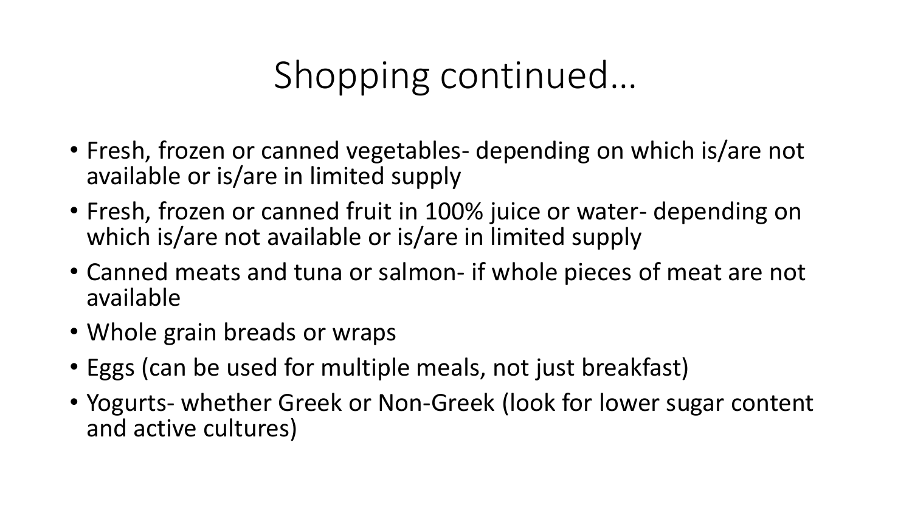# Shopping continued…

- Fresh, frozen or canned vegetables- depending on which is/are not available or is/are in limited supply
- Fresh, frozen or canned fruit in 100% juice or water- depending on which is/are not available or is/are in limited supply
- Canned meats and tuna or salmon- if whole pieces of meat are not available
- Whole grain breads or wraps
- Eggs (can be used for multiple meals, not just breakfast)
- Yogurts- whether Greek or Non-Greek (look for lower sugar content and active cultures)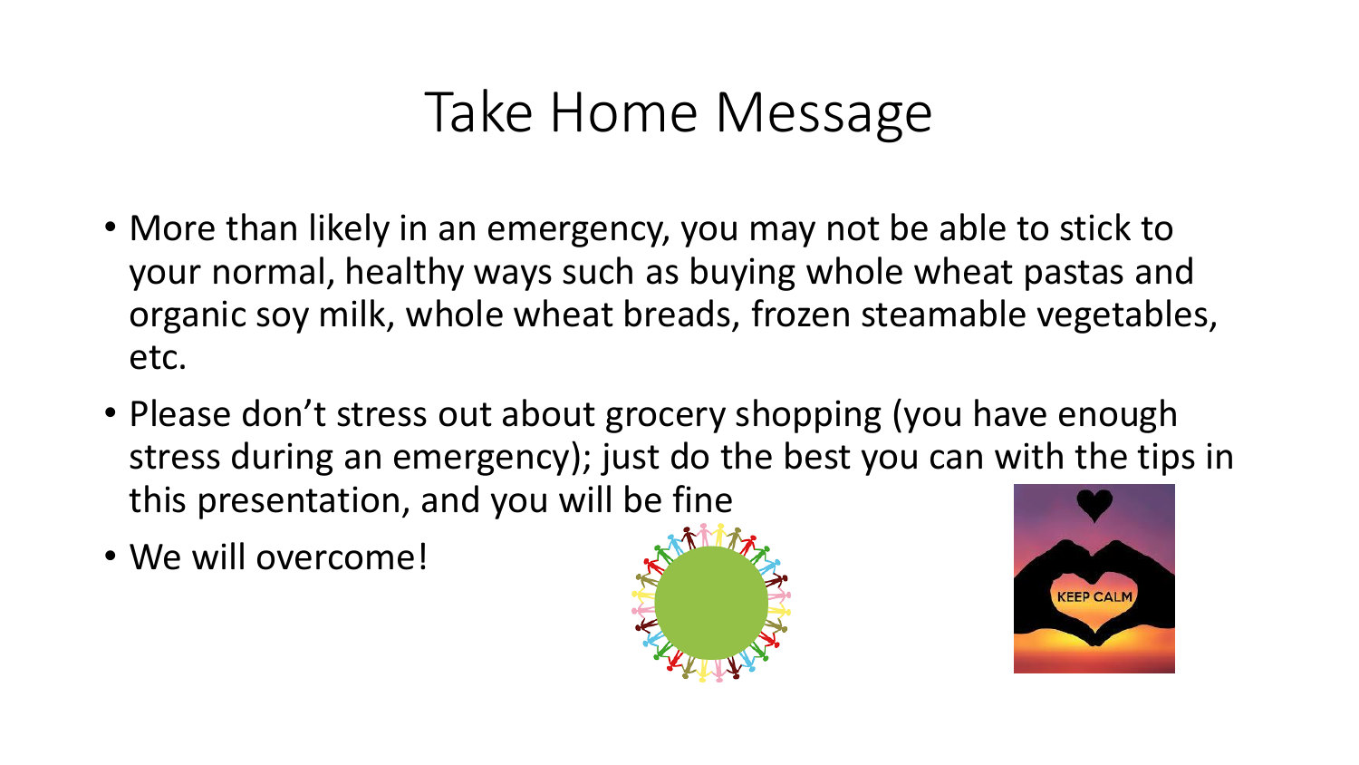# Take Home Message

- More than likely in an emergency, you may not be able to stick to your normal, healthy ways such as buying whole wheat pastas and organic soy milk, whole wheat breads, frozen steamable vegetables, etc.
- Please don't stress out about grocery shopping (you have enough stress during an emergency); just do the best you can with the tips in this presentation, and you will be fine
- We will overcome!